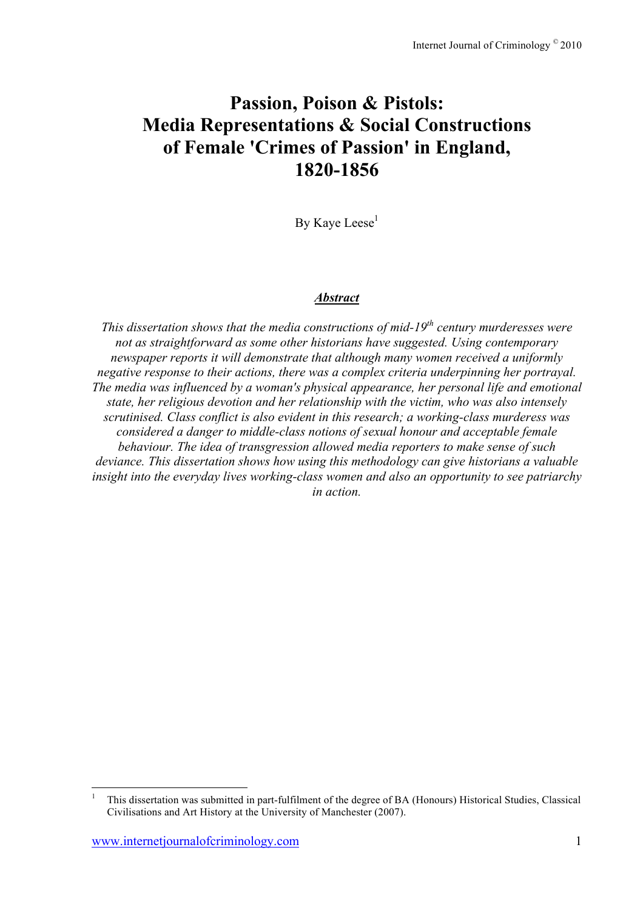# Passion, Poison & Pistols: Media Representations & Social Constructions of Female 'Crimes of Passion' in England, 1820-1856

By Kaye Leese[1]

***Abstract***

*This dissertation shows that the media constructions of mid-19$^{th}$ century murderesses were not as straightforward as some other historians have suggested. Using contemporary newspaper reports it will demonstrate that although many women received a uniformly negative response to their actions, there was a complex criteria underpinning her portrayal. The media was influenced by a woman's physical appearance, her personal life and emotional state, her religious devotion and her relationship with the victim, who was also intensely scrutinised. Class conflict is also evident in this research; a working-class murderess was considered a danger to middle-class notions of sexual honour and acceptable female behaviour. The idea of transgression allowed media reporters to make sense of such deviance. This dissertation shows how using this methodology can give historians a valuable insight into the everyday lives working-class women and also an opportunity to see patriarchy in action.*

---

[1] This dissertation was submitted in part-fulfilment of the degree of BA (Honours) Historical Studies, Classical Civilisations and Art History at the University of Manchester (2007).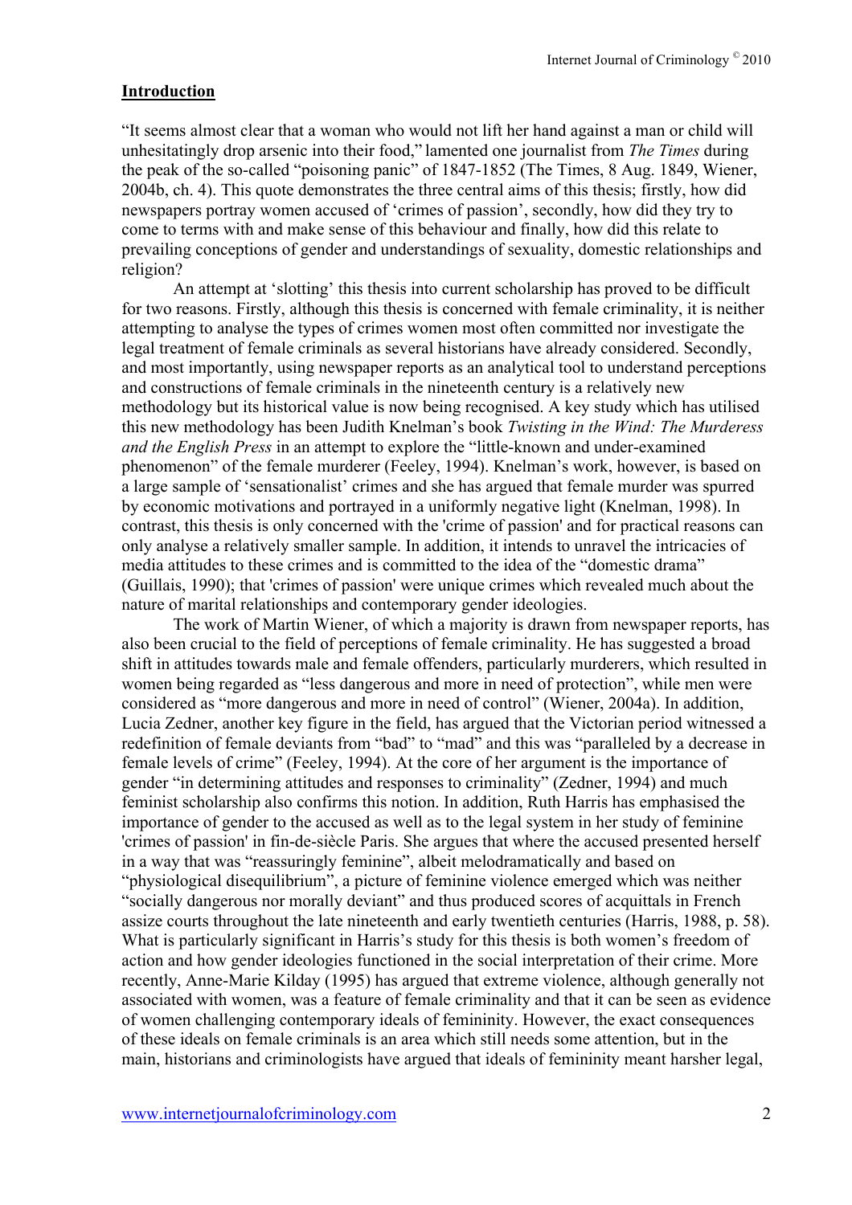## Introduction

"It seems almost clear that a woman who would not lift her hand against a man or child will unhesitatingly drop arsenic into their food," lamented one journalist from *The Times* during the peak of the so-called "poisoning panic" of 1847-1852 (The Times, 8 Aug. 1849, Wiener, 2004b, ch. 4). This quote demonstrates the three central aims of this thesis; firstly, how did newspapers portray women accused of 'crimes of passion', secondly, how did they try to come to terms with and make sense of this behaviour and finally, how did this relate to prevailing conceptions of gender and understandings of sexuality, domestic relationships and religion?

An attempt at 'slotting' this thesis into current scholarship has proved to be difficult for two reasons. Firstly, although this thesis is concerned with female criminality, it is neither attempting to analyse the types of crimes women most often committed nor investigate the legal treatment of female criminals as several historians have already considered. Secondly, and most importantly, using newspaper reports as an analytical tool to understand perceptions and constructions of female criminals in the nineteenth century is a relatively new methodology but its historical value is now being recognised. A key study which has utilised this new methodology has been Judith Knelman's book *Twisting in the Wind: The Murderess and the English Press* in an attempt to explore the "little-known and under-examined phenomenon" of the female murderer (Feeley, 1994). Knelman's work, however, is based on a large sample of 'sensationalist' crimes and she has argued that female murder was spurred by economic motivations and portrayed in a uniformly negative light (Knelman, 1998). In contrast, this thesis is only concerned with the 'crime of passion' and for practical reasons can only analyse a relatively smaller sample. In addition, it intends to unravel the intricacies of media attitudes to these crimes and is committed to the idea of the "domestic drama" (Guillais, 1990); that 'crimes of passion' were unique crimes which revealed much about the nature of marital relationships and contemporary gender ideologies.

The work of Martin Wiener, of which a majority is drawn from newspaper reports, has also been crucial to the field of perceptions of female criminality. He has suggested a broad shift in attitudes towards male and female offenders, particularly murderers, which resulted in women being regarded as "less dangerous and more in need of protection", while men were considered as "more dangerous and more in need of control" (Wiener, 2004a). In addition, Lucia Zedner, another key figure in the field, has argued that the Victorian period witnessed a redefinition of female deviants from "bad" to "mad" and this was "paralleled by a decrease in female levels of crime" (Feeley, 1994). At the core of her argument is the importance of gender "in determining attitudes and responses to criminality" (Zedner, 1994) and much feminist scholarship also confirms this notion. In addition, Ruth Harris has emphasised the importance of gender to the accused as well as to the legal system in her study of feminine 'crimes of passion' in fin-de-siècle Paris. She argues that where the accused presented herself in a way that was "reassuringly feminine", albeit melodramatically and based on "physiological disequilibrium", a picture of feminine violence emerged which was neither "socially dangerous nor morally deviant" and thus produced scores of acquittals in French assize courts throughout the late nineteenth and early twentieth centuries (Harris, 1988, p. 58). What is particularly significant in Harris's study for this thesis is both women's freedom of action and how gender ideologies functioned in the social interpretation of their crime. More recently, Anne-Marie Kilday (1995) has argued that extreme violence, although generally not associated with women, was a feature of female criminality and that it can be seen as evidence of women challenging contemporary ideals of femininity. However, the exact consequences of these ideals on female criminals is an area which still needs some attention, but in the main, historians and criminologists have argued that ideals of femininity meant harsher legal,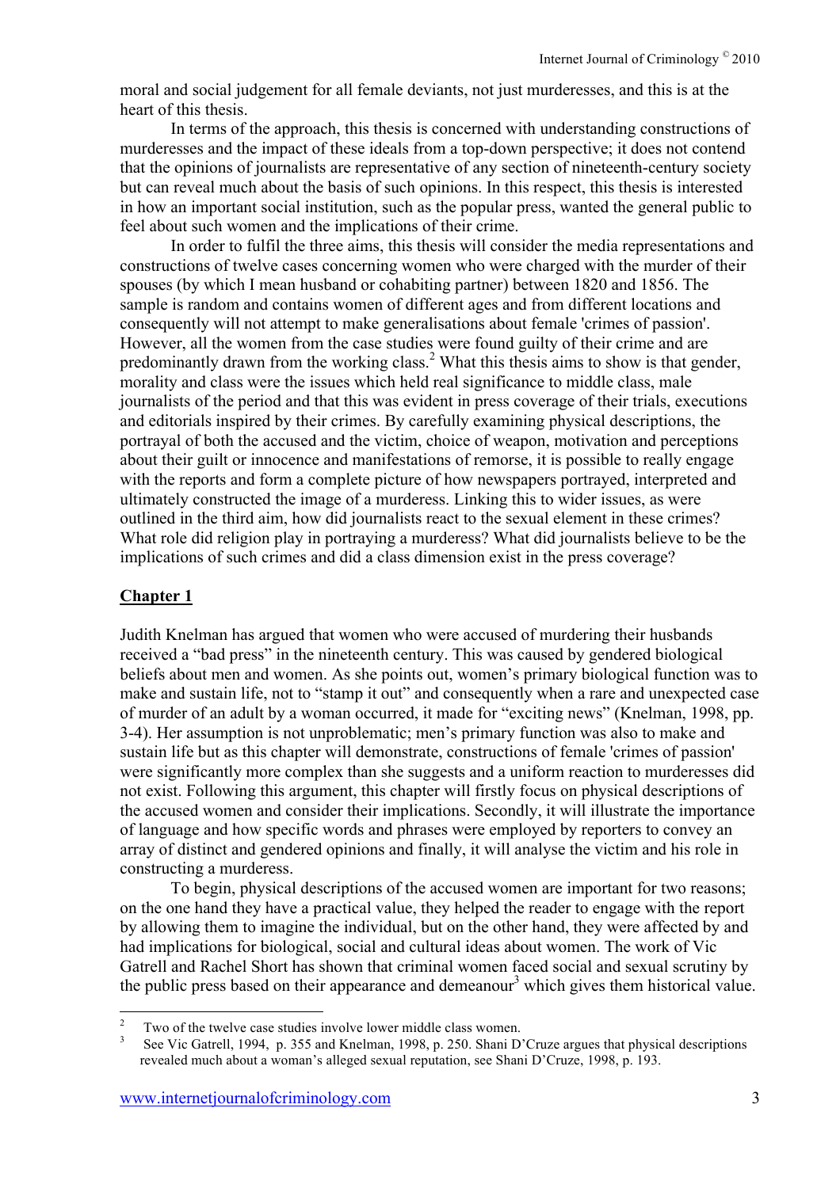moral and social judgement for all female deviants, not just murderesses, and this is at the heart of this thesis.

In terms of the approach, this thesis is concerned with understanding constructions of murderesses and the impact of these ideals from a top-down perspective; it does not contend that the opinions of journalists are representative of any section of nineteenth-century society but can reveal much about the basis of such opinions. In this respect, this thesis is interested in how an important social institution, such as the popular press, wanted the general public to feel about such women and the implications of their crime.

In order to fulfil the three aims, this thesis will consider the media representations and constructions of twelve cases concerning women who were charged with the murder of their spouses (by which I mean husband or cohabiting partner) between 1820 and 1856. The sample is random and contains women of different ages and from different locations and consequently will not attempt to make generalisations about female 'crimes of passion'. However, all the women from the case studies were found guilty of their crime and are predominantly drawn from the working class.[2] What this thesis aims to show is that gender, morality and class were the issues which held real significance to middle class, male journalists of the period and that this was evident in press coverage of their trials, executions and editorials inspired by their crimes. By carefully examining physical descriptions, the portrayal of both the accused and the victim, choice of weapon, motivation and perceptions about their guilt or innocence and manifestations of remorse, it is possible to really engage with the reports and form a complete picture of how newspapers portrayed, interpreted and ultimately constructed the image of a murderess. Linking this to wider issues, as were outlined in the third aim, how did journalists react to the sexual element in these crimes? What role did religion play in portraying a murderess? What did journalists believe to be the implications of such crimes and did a class dimension exist in the press coverage?

## Chapter 1

Judith Knelman has argued that women who were accused of murdering their husbands received a "bad press" in the nineteenth century. This was caused by gendered biological beliefs about men and women. As she points out, women's primary biological function was to make and sustain life, not to "stamp it out" and consequently when a rare and unexpected case of murder of an adult by a woman occurred, it made for "exciting news" (Knelman, 1998, pp. 3-4). Her assumption is not unproblematic; men's primary function was also to make and sustain life but as this chapter will demonstrate, constructions of female 'crimes of passion' were significantly more complex than she suggests and a uniform reaction to murderesses did not exist. Following this argument, this chapter will firstly focus on physical descriptions of the accused women and consider their implications. Secondly, it will illustrate the importance of language and how specific words and phrases were employed by reporters to convey an array of distinct and gendered opinions and finally, it will analyse the victim and his role in constructing a murderess.

To begin, physical descriptions of the accused women are important for two reasons; on the one hand they have a practical value, they helped the reader to engage with the report by allowing them to imagine the individual, but on the other hand, they were affected by and had implications for biological, social and cultural ideas about women. The work of Vic Gatrell and Rachel Short has shown that criminal women faced social and sexual scrutiny by the public press based on their appearance and demeanour[3] which gives them historical value.

---

[2] Two of the twelve case studies involve lower middle class women.

[3] See Vic Gatrell, 1994, p. 355 and Knelman, 1998, p. 250. Shani D'Cruze argues that physical descriptions revealed much about a woman's alleged sexual reputation, see Shani D'Cruze, 1998, p. 193.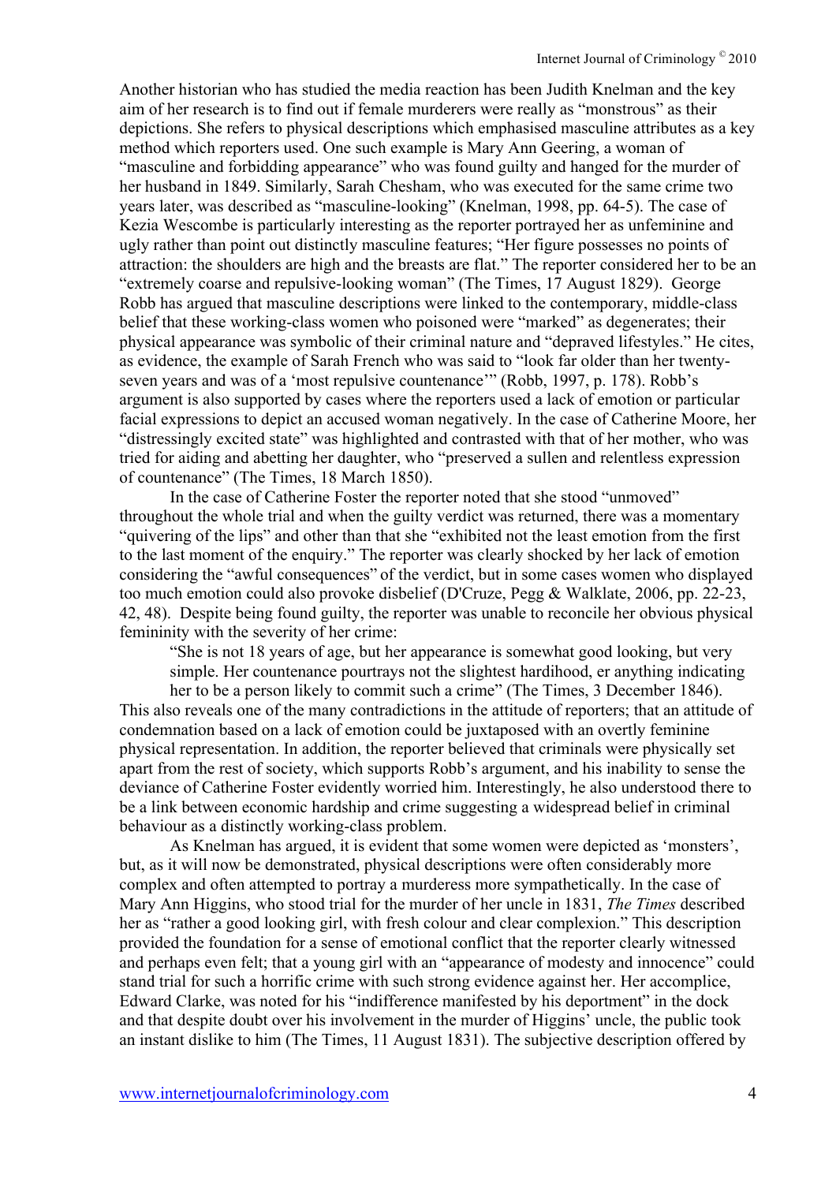Another historian who has studied the media reaction has been Judith Knelman and the key aim of her research is to find out if female murderers were really as "monstrous" as their depictions. She refers to physical descriptions which emphasised masculine attributes as a key method which reporters used. One such example is Mary Ann Geering, a woman of "masculine and forbidding appearance" who was found guilty and hanged for the murder of her husband in 1849. Similarly, Sarah Chesham, who was executed for the same crime two years later, was described as "masculine-looking" (Knelman, 1998, pp. 64-5). The case of Kezia Wescombe is particularly interesting as the reporter portrayed her as unfeminine and ugly rather than point out distinctly masculine features; "Her figure possesses no points of attraction: the shoulders are high and the breasts are flat." The reporter considered her to be an "extremely coarse and repulsive-looking woman" (The Times, 17 August 1829). George Robb has argued that masculine descriptions were linked to the contemporary, middle-class belief that these working-class women who poisoned were "marked" as degenerates; their physical appearance was symbolic of their criminal nature and "depraved lifestyles." He cites, as evidence, the example of Sarah French who was said to "look far older than her twenty-seven years and was of a 'most repulsive countenance'" (Robb, 1997, p. 178). Robb's argument is also supported by cases where the reporters used a lack of emotion or particular facial expressions to depict an accused woman negatively. In the case of Catherine Moore, her "distressingly excited state" was highlighted and contrasted with that of her mother, who was tried for aiding and abetting her daughter, who "preserved a sullen and relentless expression of countenance" (The Times, 18 March 1850).

In the case of Catherine Foster the reporter noted that she stood "unmoved" throughout the whole trial and when the guilty verdict was returned, there was a momentary "quivering of the lips" and other than that she "exhibited not the least emotion from the first to the last moment of the enquiry." The reporter was clearly shocked by her lack of emotion considering the "awful consequences" of the verdict, but in some cases women who displayed too much emotion could also provoke disbelief (D'Cruze, Pegg & Walklate, 2006, pp. 22-23, 42, 48). Despite being found guilty, the reporter was unable to reconcile her obvious physical femininity with the severity of her crime:

> "She is not 18 years of age, but her appearance is somewhat good looking, but very simple. Her countenance pourtrays not the slightest hardihood, er anything indicating her to be a person likely to commit such a crime" (The Times, 3 December 1846).

This also reveals one of the many contradictions in the attitude of reporters; that an attitude of condemnation based on a lack of emotion could be juxtaposed with an overtly feminine physical representation. In addition, the reporter believed that criminals were physically set apart from the rest of society, which supports Robb's argument, and his inability to sense the deviance of Catherine Foster evidently worried him. Interestingly, he also understood there to be a link between economic hardship and crime suggesting a widespread belief in criminal behaviour as a distinctly working-class problem.

As Knelman has argued, it is evident that some women were depicted as 'monsters', but, as it will now be demonstrated, physical descriptions were often considerably more complex and often attempted to portray a murderess more sympathetically. In the case of Mary Ann Higgins, who stood trial for the murder of her uncle in 1831, *The Times* described her as "rather a good looking girl, with fresh colour and clear complexion." This description provided the foundation for a sense of emotional conflict that the reporter clearly witnessed and perhaps even felt; that a young girl with an "appearance of modesty and innocence" could stand trial for such a horrific crime with such strong evidence against her. Her accomplice, Edward Clarke, was noted for his "indifference manifested by his deportment" in the dock and that despite doubt over his involvement in the murder of Higgins' uncle, the public took an instant dislike to him (The Times, 11 August 1831). The subjective description offered by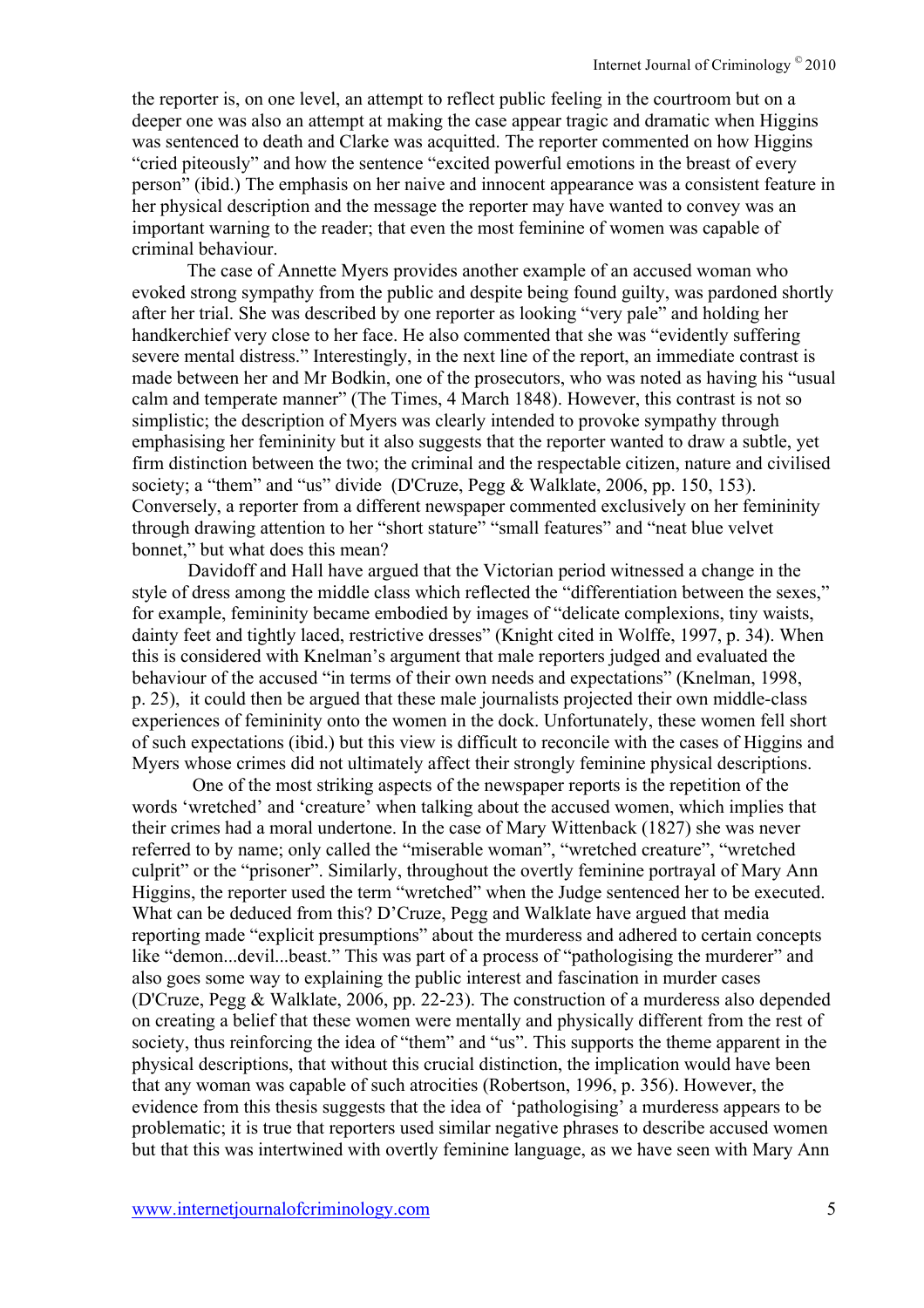the reporter is, on one level, an attempt to reflect public feeling in the courtroom but on a deeper one was also an attempt at making the case appear tragic and dramatic when Higgins was sentenced to death and Clarke was acquitted. The reporter commented on how Higgins "cried piteously" and how the sentence "excited powerful emotions in the breast of every person" (ibid.) The emphasis on her naive and innocent appearance was a consistent feature in her physical description and the message the reporter may have wanted to convey was an important warning to the reader; that even the most feminine of women was capable of criminal behaviour.

The case of Annette Myers provides another example of an accused woman who evoked strong sympathy from the public and despite being found guilty, was pardoned shortly after her trial. She was described by one reporter as looking "very pale" and holding her handkerchief very close to her face. He also commented that she was "evidently suffering severe mental distress." Interestingly, in the next line of the report, an immediate contrast is made between her and Mr Bodkin, one of the prosecutors, who was noted as having his "usual calm and temperate manner" (The Times, 4 March 1848). However, this contrast is not so simplistic; the description of Myers was clearly intended to provoke sympathy through emphasising her femininity but it also suggests that the reporter wanted to draw a subtle, yet firm distinction between the two; the criminal and the respectable citizen, nature and civilised society; a "them" and "us" divide (D'Cruze, Pegg & Walklate, 2006, pp. 150, 153). Conversely, a reporter from a different newspaper commented exclusively on her femininity through drawing attention to her "short stature" "small features" and "neat blue velvet bonnet," but what does this mean?

Davidoff and Hall have argued that the Victorian period witnessed a change in the style of dress among the middle class which reflected the "differentiation between the sexes," for example, femininity became embodied by images of "delicate complexions, tiny waists, dainty feet and tightly laced, restrictive dresses" (Knight cited in Wolffe, 1997, p. 34). When this is considered with Knelman's argument that male reporters judged and evaluated the behaviour of the accused "in terms of their own needs and expectations" (Knelman, 1998, p. 25), it could then be argued that these male journalists projected their own middle-class experiences of femininity onto the women in the dock. Unfortunately, these women fell short of such expectations (ibid.) but this view is difficult to reconcile with the cases of Higgins and Myers whose crimes did not ultimately affect their strongly feminine physical descriptions.

One of the most striking aspects of the newspaper reports is the repetition of the words 'wretched' and 'creature' when talking about the accused women, which implies that their crimes had a moral undertone. In the case of Mary Wittenback (1827) she was never referred to by name; only called the "miserable woman", "wretched creature", "wretched culprit" or the "prisoner". Similarly, throughout the overtly feminine portrayal of Mary Ann Higgins, the reporter used the term "wretched" when the Judge sentenced her to be executed. What can be deduced from this? D'Cruze, Pegg and Walklate have argued that media reporting made "explicit presumptions" about the murderess and adhered to certain concepts like "demon...devil...beast." This was part of a process of "pathologising the murderer" and also goes some way to explaining the public interest and fascination in murder cases (D'Cruze, Pegg & Walklate, 2006, pp. 22-23). The construction of a murderess also depended on creating a belief that these women were mentally and physically different from the rest of society, thus reinforcing the idea of "them" and "us". This supports the theme apparent in the physical descriptions, that without this crucial distinction, the implication would have been that any woman was capable of such atrocities (Robertson, 1996, p. 356). However, the evidence from this thesis suggests that the idea of 'pathologising' a murderess appears to be problematic; it is true that reporters used similar negative phrases to describe accused women but that this was intertwined with overtly feminine language, as we have seen with Mary Ann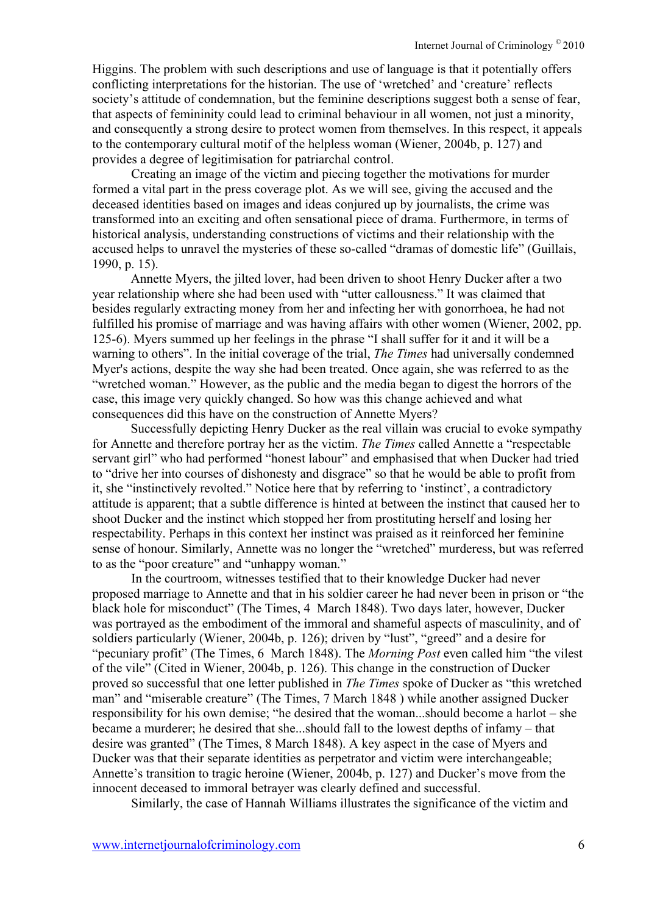Higgins. The problem with such descriptions and use of language is that it potentially offers conflicting interpretations for the historian. The use of 'wretched' and 'creature' reflects society's attitude of condemnation, but the feminine descriptions suggest both a sense of fear, that aspects of femininity could lead to criminal behaviour in all women, not just a minority, and consequently a strong desire to protect women from themselves. In this respect, it appeals to the contemporary cultural motif of the helpless woman (Wiener, 2004b, p. 127) and provides a degree of legitimisation for patriarchal control.

Creating an image of the victim and piecing together the motivations for murder formed a vital part in the press coverage plot. As we will see, giving the accused and the deceased identities based on images and ideas conjured up by journalists, the crime was transformed into an exciting and often sensational piece of drama. Furthermore, in terms of historical analysis, understanding constructions of victims and their relationship with the accused helps to unravel the mysteries of these so-called "dramas of domestic life" (Guillais, 1990, p. 15).

Annette Myers, the jilted lover, had been driven to shoot Henry Ducker after a two year relationship where she had been used with "utter callousness." It was claimed that besides regularly extracting money from her and infecting her with gonorrhoea, he had not fulfilled his promise of marriage and was having affairs with other women (Wiener, 2002, pp. 125-6). Myers summed up her feelings in the phrase "I shall suffer for it and it will be a warning to others". In the initial coverage of the trial, *The Times* had universally condemned Myer's actions, despite the way she had been treated. Once again, she was referred to as the "wretched woman." However, as the public and the media began to digest the horrors of the case, this image very quickly changed. So how was this change achieved and what consequences did this have on the construction of Annette Myers?

Successfully depicting Henry Ducker as the real villain was crucial to evoke sympathy for Annette and therefore portray her as the victim. *The Times* called Annette a "respectable servant girl" who had performed "honest labour" and emphasised that when Ducker had tried to "drive her into courses of dishonesty and disgrace" so that he would be able to profit from it, she "instinctively revolted." Notice here that by referring to 'instinct', a contradictory attitude is apparent; that a subtle difference is hinted at between the instinct that caused her to shoot Ducker and the instinct which stopped her from prostituting herself and losing her respectability. Perhaps in this context her instinct was praised as it reinforced her feminine sense of honour. Similarly, Annette was no longer the "wretched" murderess, but was referred to as the "poor creature" and "unhappy woman."

In the courtroom, witnesses testified that to their knowledge Ducker had never proposed marriage to Annette and that in his soldier career he had never been in prison or "the black hole for misconduct" (The Times, 4 March 1848). Two days later, however, Ducker was portrayed as the embodiment of the immoral and shameful aspects of masculinity, and of soldiers particularly (Wiener, 2004b, p. 126); driven by "lust", "greed" and a desire for "pecuniary profit" (The Times, 6 March 1848). The *Morning Post* even called him "the vilest of the vile" (Cited in Wiener, 2004b, p. 126). This change in the construction of Ducker proved so successful that one letter published in *The Times* spoke of Ducker as "this wretched man" and "miserable creature" (The Times, 7 March 1848 ) while another assigned Ducker responsibility for his own demise; "he desired that the woman...should become a harlot – she became a murderer; he desired that she...should fall to the lowest depths of infamy – that desire was granted" (The Times, 8 March 1848). A key aspect in the case of Myers and Ducker was that their separate identities as perpetrator and victim were interchangeable; Annette's transition to tragic heroine (Wiener, 2004b, p. 127) and Ducker's move from the innocent deceased to immoral betrayer was clearly defined and successful.

Similarly, the case of Hannah Williams illustrates the significance of the victim and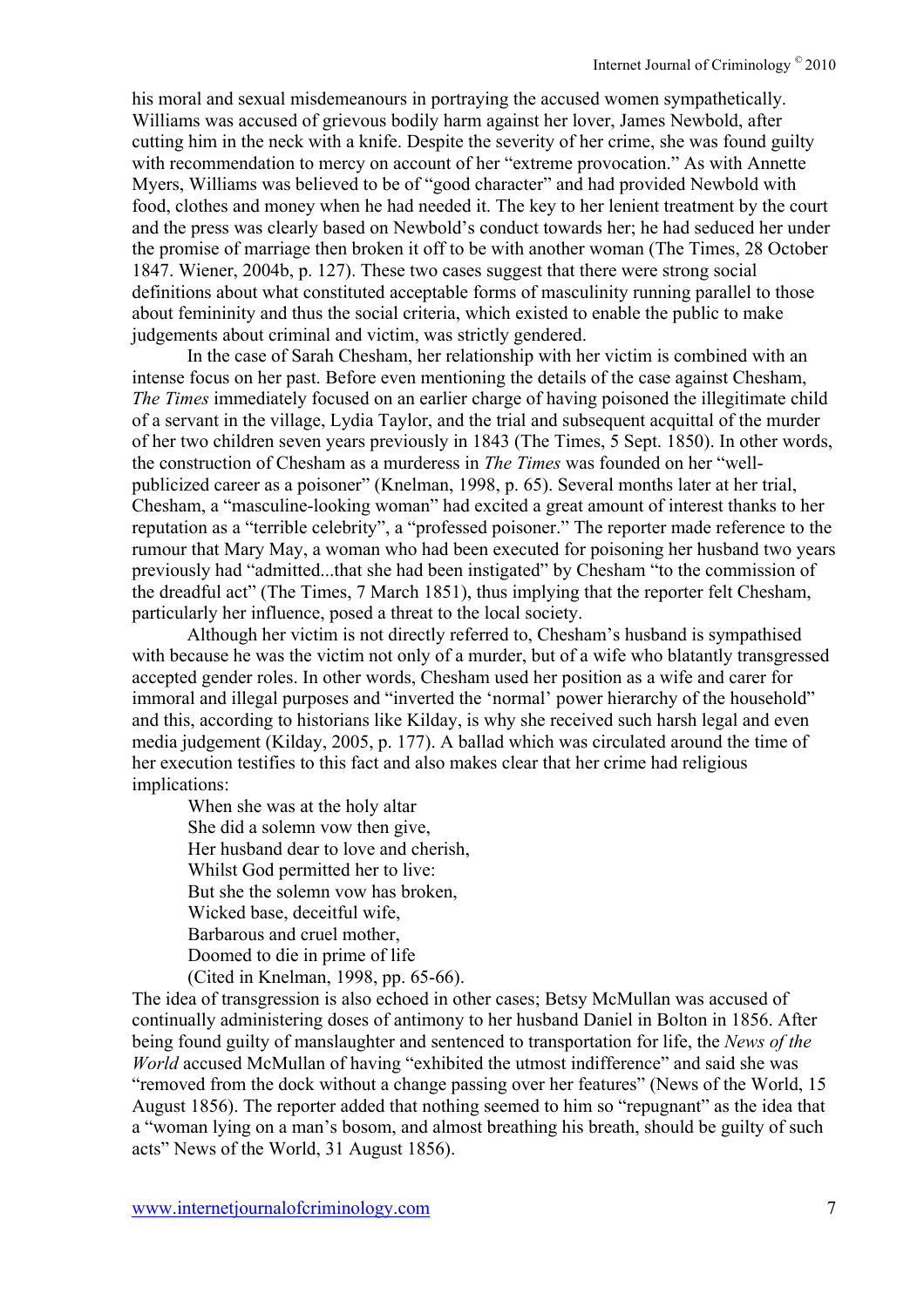his moral and sexual misdemeanours in portraying the accused women sympathetically. Williams was accused of grievous bodily harm against her lover, James Newbold, after cutting him in the neck with a knife. Despite the severity of her crime, she was found guilty with recommendation to mercy on account of her "extreme provocation." As with Annette Myers, Williams was believed to be of "good character" and had provided Newbold with food, clothes and money when he had needed it. The key to her lenient treatment by the court and the press was clearly based on Newbold's conduct towards her; he had seduced her under the promise of marriage then broken it off to be with another woman (The Times, 28 October 1847. Wiener, 2004b, p. 127). These two cases suggest that there were strong social definitions about what constituted acceptable forms of masculinity running parallel to those about femininity and thus the social criteria, which existed to enable the public to make judgements about criminal and victim, was strictly gendered.

In the case of Sarah Chesham, her relationship with her victim is combined with an intense focus on her past. Before even mentioning the details of the case against Chesham, *The Times* immediately focused on an earlier charge of having poisoned the illegitimate child of a servant in the village, Lydia Taylor, and the trial and subsequent acquittal of the murder of her two children seven years previously in 1843 (The Times, 5 Sept. 1850). In other words, the construction of Chesham as a murderess in *The Times* was founded on her "well-publicized career as a poisoner" (Knelman, 1998, p. 65). Several months later at her trial, Chesham, a "masculine-looking woman" had excited a great amount of interest thanks to her reputation as a "terrible celebrity", a "professed poisoner." The reporter made reference to the rumour that Mary May, a woman who had been executed for poisoning her husband two years previously had "admitted...that she had been instigated" by Chesham "to the commission of the dreadful act" (The Times, 7 March 1851), thus implying that the reporter felt Chesham, particularly her influence, posed a threat to the local society.

Although her victim is not directly referred to, Chesham's husband is sympathised with because he was the victim not only of a murder, but of a wife who blatantly transgressed accepted gender roles. In other words, Chesham used her position as a wife and carer for immoral and illegal purposes and "inverted the 'normal' power hierarchy of the household" and this, according to historians like Kilday, is why she received such harsh legal and even media judgement (Kilday, 2005, p. 177). A ballad which was circulated around the time of her execution testifies to this fact and also makes clear that her crime had religious implications:

> When she was at the holy altar
> She did a solemn vow then give,
> Her husband dear to love and cherish,
> Whilst God permitted her to live:
> But she the solemn vow has broken,
> Wicked base, deceitful wife,
> Barbarous and cruel mother,
> Doomed to die in prime of life
> (Cited in Knelman, 1998, pp. 65-66).

The idea of transgression is also echoed in other cases; Betsy McMullan was accused of continually administering doses of antimony to her husband Daniel in Bolton in 1856. After being found guilty of manslaughter and sentenced to transportation for life, the *News of the World* accused McMullan of having "exhibited the utmost indifference" and said she was "removed from the dock without a change passing over her features" (News of the World, 15 August 1856). The reporter added that nothing seemed to him so "repugnant" as the idea that a "woman lying on a man's bosom, and almost breathing his breath, should be guilty of such acts" News of the World, 31 August 1856).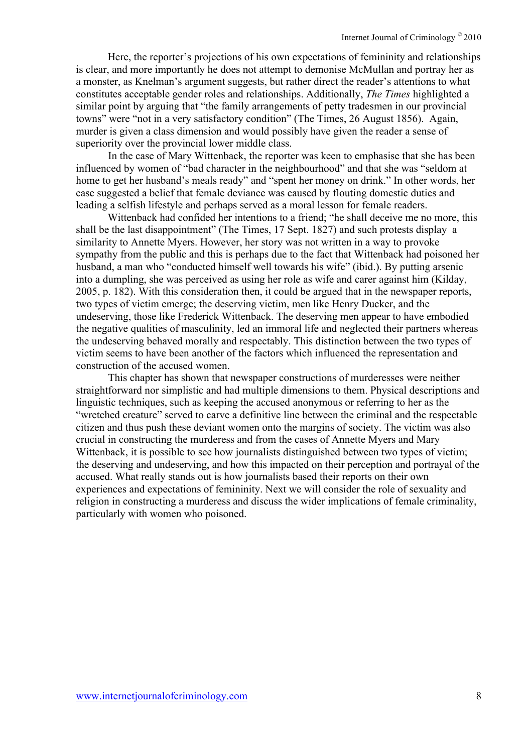Here, the reporter's projections of his own expectations of femininity and relationships is clear, and more importantly he does not attempt to demonise McMullan and portray her as a monster, as Knelman's argument suggests, but rather direct the reader's attentions to what constitutes acceptable gender roles and relationships. Additionally, *The Times* highlighted a similar point by arguing that "the family arrangements of petty tradesmen in our provincial towns" were "not in a very satisfactory condition" (The Times, 26 August 1856). Again, murder is given a class dimension and would possibly have given the reader a sense of superiority over the provincial lower middle class.

In the case of Mary Wittenback, the reporter was keen to emphasise that she has been influenced by women of "bad character in the neighbourhood" and that she was "seldom at home to get her husband's meals ready" and "spent her money on drink." In other words, her case suggested a belief that female deviance was caused by flouting domestic duties and leading a selfish lifestyle and perhaps served as a moral lesson for female readers.

Wittenback had confided her intentions to a friend; "he shall deceive me no more, this shall be the last disappointment" (The Times, 17 Sept. 1827) and such protests display a similarity to Annette Myers. However, her story was not written in a way to provoke sympathy from the public and this is perhaps due to the fact that Wittenback had poisoned her husband, a man who "conducted himself well towards his wife" (ibid.). By putting arsenic into a dumpling, she was perceived as using her role as wife and carer against him (Kilday, 2005, p. 182). With this consideration then, it could be argued that in the newspaper reports, two types of victim emerge; the deserving victim, men like Henry Ducker, and the undeserving, those like Frederick Wittenback. The deserving men appear to have embodied the negative qualities of masculinity, led an immoral life and neglected their partners whereas the undeserving behaved morally and respectably. This distinction between the two types of victim seems to have been another of the factors which influenced the representation and construction of the accused women.

This chapter has shown that newspaper constructions of murderesses were neither straightforward nor simplistic and had multiple dimensions to them. Physical descriptions and linguistic techniques, such as keeping the accused anonymous or referring to her as the "wretched creature" served to carve a definitive line between the criminal and the respectable citizen and thus push these deviant women onto the margins of society. The victim was also crucial in constructing the murderess and from the cases of Annette Myers and Mary Wittenback, it is possible to see how journalists distinguished between two types of victim; the deserving and undeserving, and how this impacted on their perception and portrayal of the accused. What really stands out is how journalists based their reports on their own experiences and expectations of femininity. Next we will consider the role of sexuality and religion in constructing a murderess and discuss the wider implications of female criminality, particularly with women who poisoned.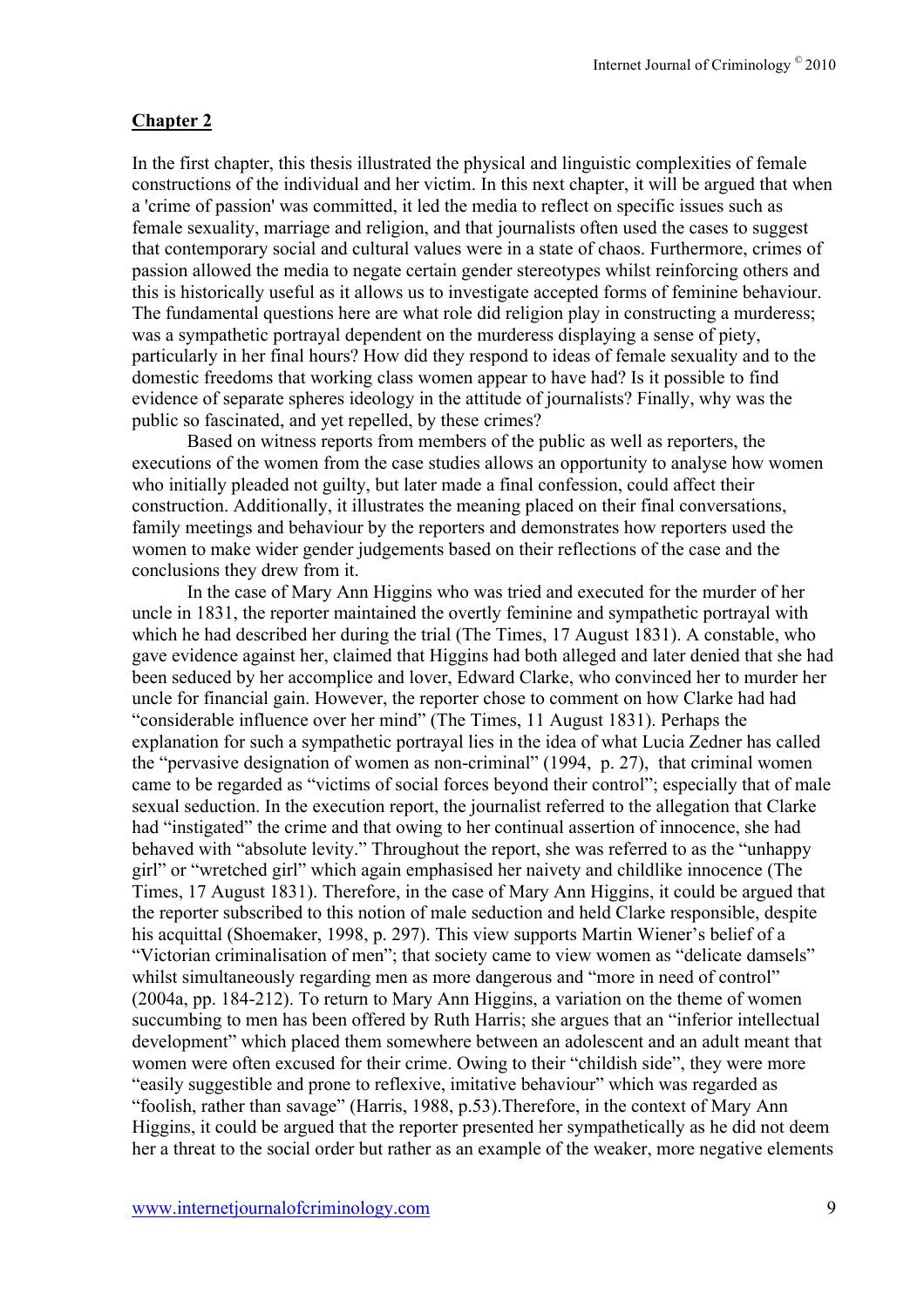## **Chapter 2**

In the first chapter, this thesis illustrated the physical and linguistic complexities of female constructions of the individual and her victim. In this next chapter, it will be argued that when a 'crime of passion' was committed, it led the media to reflect on specific issues such as female sexuality, marriage and religion, and that journalists often used the cases to suggest that contemporary social and cultural values were in a state of chaos. Furthermore, crimes of passion allowed the media to negate certain gender stereotypes whilst reinforcing others and this is historically useful as it allows us to investigate accepted forms of feminine behaviour. The fundamental questions here are what role did religion play in constructing a murderess; was a sympathetic portrayal dependent on the murderess displaying a sense of piety, particularly in her final hours? How did they respond to ideas of female sexuality and to the domestic freedoms that working class women appear to have had? Is it possible to find evidence of separate spheres ideology in the attitude of journalists? Finally, why was the public so fascinated, and yet repelled, by these crimes?

Based on witness reports from members of the public as well as reporters, the executions of the women from the case studies allows an opportunity to analyse how women who initially pleaded not guilty, but later made a final confession, could affect their construction. Additionally, it illustrates the meaning placed on their final conversations, family meetings and behaviour by the reporters and demonstrates how reporters used the women to make wider gender judgements based on their reflections of the case and the conclusions they drew from it.

In the case of Mary Ann Higgins who was tried and executed for the murder of her uncle in 1831, the reporter maintained the overtly feminine and sympathetic portrayal with which he had described her during the trial (The Times, 17 August 1831). A constable, who gave evidence against her, claimed that Higgins had both alleged and later denied that she had been seduced by her accomplice and lover, Edward Clarke, who convinced her to murder her uncle for financial gain. However, the reporter chose to comment on how Clarke had had "considerable influence over her mind" (The Times, 11 August 1831). Perhaps the explanation for such a sympathetic portrayal lies in the idea of what Lucia Zedner has called the "pervasive designation of women as non-criminal" (1994, p. 27), that criminal women came to be regarded as "victims of social forces beyond their control"; especially that of male sexual seduction. In the execution report, the journalist referred to the allegation that Clarke had "instigated" the crime and that owing to her continual assertion of innocence, she had behaved with "absolute levity." Throughout the report, she was referred to as the "unhappy girl" or "wretched girl" which again emphasised her naivety and childlike innocence (The Times, 17 August 1831). Therefore, in the case of Mary Ann Higgins, it could be argued that the reporter subscribed to this notion of male seduction and held Clarke responsible, despite his acquittal (Shoemaker, 1998, p. 297). This view supports Martin Wiener's belief of a "Victorian criminalisation of men"; that society came to view women as "delicate damsels" whilst simultaneously regarding men as more dangerous and "more in need of control" (2004a, pp. 184-212). To return to Mary Ann Higgins, a variation on the theme of women succumbing to men has been offered by Ruth Harris; she argues that an "inferior intellectual development" which placed them somewhere between an adolescent and an adult meant that women were often excused for their crime. Owing to their "childish side", they were more "easily suggestible and prone to reflexive, imitative behaviour" which was regarded as "foolish, rather than savage" (Harris, 1988, p.53).Therefore, in the context of Mary Ann Higgins, it could be argued that the reporter presented her sympathetically as he did not deem her a threat to the social order but rather as an example of the weaker, more negative elements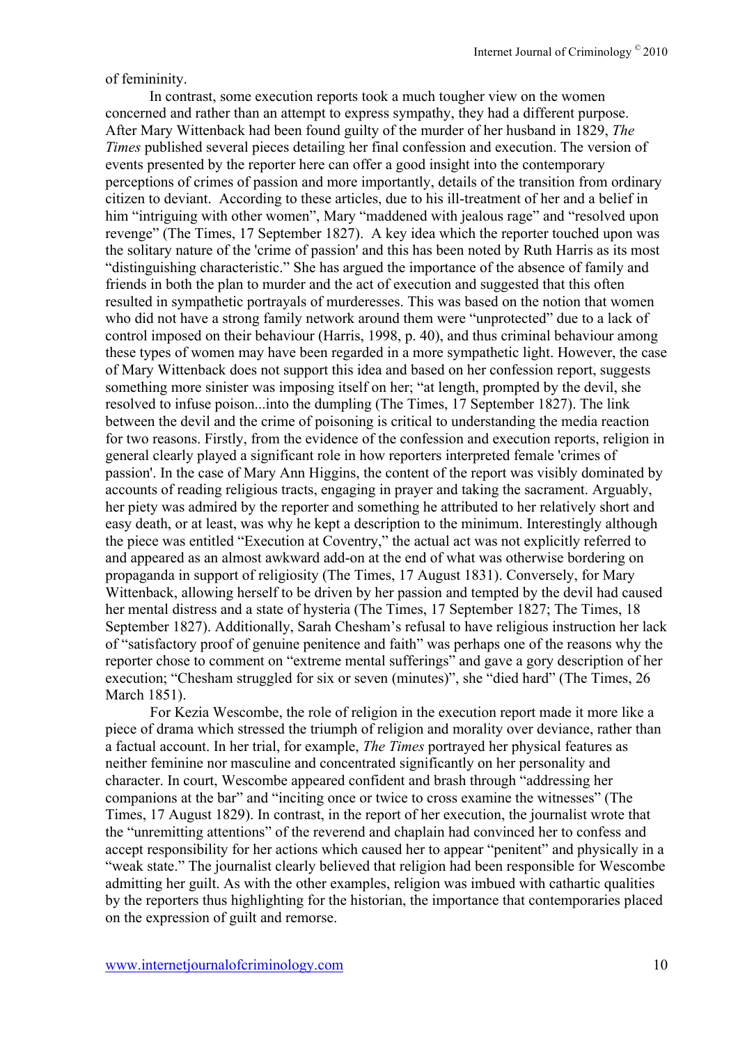of femininity.

In contrast, some execution reports took a much tougher view on the women concerned and rather than an attempt to express sympathy, they had a different purpose. After Mary Wittenback had been found guilty of the murder of her husband in 1829, *The Times* published several pieces detailing her final confession and execution. The version of events presented by the reporter here can offer a good insight into the contemporary perceptions of crimes of passion and more importantly, details of the transition from ordinary citizen to deviant. According to these articles, due to his ill-treatment of her and a belief in him "intriguing with other women", Mary "maddened with jealous rage" and "resolved upon revenge" (The Times, 17 September 1827). A key idea which the reporter touched upon was the solitary nature of the 'crime of passion' and this has been noted by Ruth Harris as its most "distinguishing characteristic." She has argued the importance of the absence of family and friends in both the plan to murder and the act of execution and suggested that this often resulted in sympathetic portrayals of murderesses. This was based on the notion that women who did not have a strong family network around them were "unprotected" due to a lack of control imposed on their behaviour (Harris, 1998, p. 40), and thus criminal behaviour among these types of women may have been regarded in a more sympathetic light. However, the case of Mary Wittenback does not support this idea and based on her confession report, suggests something more sinister was imposing itself on her; "at length, prompted by the devil, she resolved to infuse poison...into the dumpling (The Times, 17 September 1827). The link between the devil and the crime of poisoning is critical to understanding the media reaction for two reasons. Firstly, from the evidence of the confession and execution reports, religion in general clearly played a significant role in how reporters interpreted female 'crimes of passion'. In the case of Mary Ann Higgins, the content of the report was visibly dominated by accounts of reading religious tracts, engaging in prayer and taking the sacrament. Arguably, her piety was admired by the reporter and something he attributed to her relatively short and easy death, or at least, was why he kept a description to the minimum. Interestingly although the piece was entitled "Execution at Coventry," the actual act was not explicitly referred to and appeared as an almost awkward add-on at the end of what was otherwise bordering on propaganda in support of religiosity (The Times, 17 August 1831). Conversely, for Mary Wittenback, allowing herself to be driven by her passion and tempted by the devil had caused her mental distress and a state of hysteria (The Times, 17 September 1827; The Times, 18 September 1827). Additionally, Sarah Chesham's refusal to have religious instruction her lack of "satisfactory proof of genuine penitence and faith" was perhaps one of the reasons why the reporter chose to comment on "extreme mental sufferings" and gave a gory description of her execution; "Chesham struggled for six or seven (minutes)", she "died hard" (The Times, 26 March 1851).

For Kezia Wescombe, the role of religion in the execution report made it more like a piece of drama which stressed the triumph of religion and morality over deviance, rather than a factual account. In her trial, for example, *The Times* portrayed her physical features as neither feminine nor masculine and concentrated significantly on her personality and character. In court, Wescombe appeared confident and brash through "addressing her companions at the bar" and "inciting once or twice to cross examine the witnesses" (The Times, 17 August 1829). In contrast, in the report of her execution, the journalist wrote that the "unremitting attentions" of the reverend and chaplain had convinced her to confess and accept responsibility for her actions which caused her to appear "penitent" and physically in a "weak state." The journalist clearly believed that religion had been responsible for Wescombe admitting her guilt. As with the other examples, religion was imbued with cathartic qualities by the reporters thus highlighting for the historian, the importance that contemporaries placed on the expression of guilt and remorse.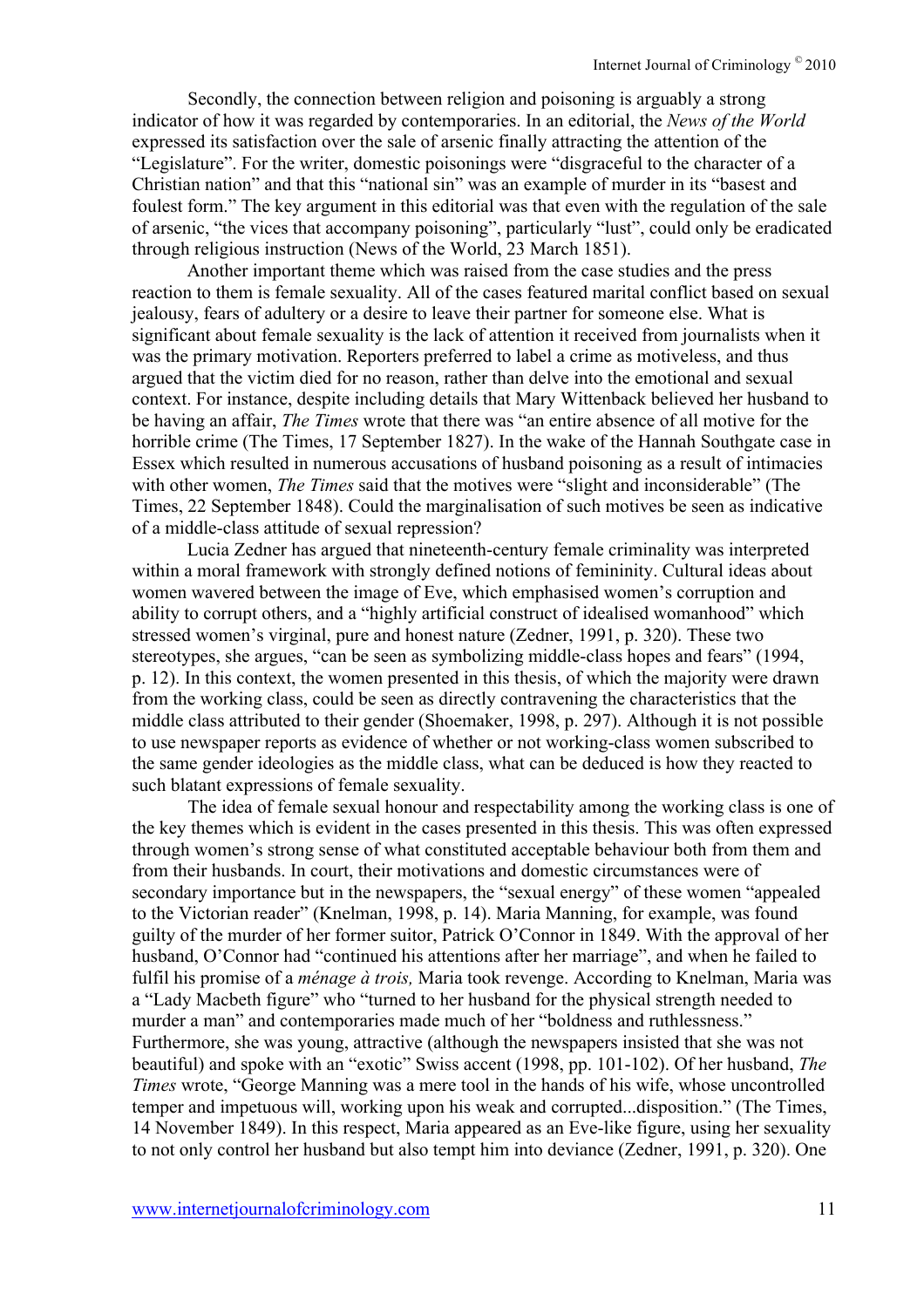Secondly, the connection between religion and poisoning is arguably a strong indicator of how it was regarded by contemporaries. In an editorial, the *News of the World* expressed its satisfaction over the sale of arsenic finally attracting the attention of the "Legislature". For the writer, domestic poisonings were "disgraceful to the character of a Christian nation" and that this "national sin" was an example of murder in its "basest and foulest form." The key argument in this editorial was that even with the regulation of the sale of arsenic, "the vices that accompany poisoning", particularly "lust", could only be eradicated through religious instruction (News of the World, 23 March 1851).

Another important theme which was raised from the case studies and the press reaction to them is female sexuality. All of the cases featured marital conflict based on sexual jealousy, fears of adultery or a desire to leave their partner for someone else. What is significant about female sexuality is the lack of attention it received from journalists when it was the primary motivation. Reporters preferred to label a crime as motiveless, and thus argued that the victim died for no reason, rather than delve into the emotional and sexual context. For instance, despite including details that Mary Wittenback believed her husband to be having an affair, *The Times* wrote that there was "an entire absence of all motive for the horrible crime (The Times, 17 September 1827). In the wake of the Hannah Southgate case in Essex which resulted in numerous accusations of husband poisoning as a result of intimacies with other women, *The Times* said that the motives were "slight and inconsiderable" (The Times, 22 September 1848). Could the marginalisation of such motives be seen as indicative of a middle-class attitude of sexual repression?

Lucia Zedner has argued that nineteenth-century female criminality was interpreted within a moral framework with strongly defined notions of femininity. Cultural ideas about women wavered between the image of Eve, which emphasised women's corruption and ability to corrupt others, and a "highly artificial construct of idealised womanhood" which stressed women's virginal, pure and honest nature (Zedner, 1991, p. 320). These two stereotypes, she argues, "can be seen as symbolizing middle-class hopes and fears" (1994, p. 12). In this context, the women presented in this thesis, of which the majority were drawn from the working class, could be seen as directly contravening the characteristics that the middle class attributed to their gender (Shoemaker, 1998, p. 297). Although it is not possible to use newspaper reports as evidence of whether or not working-class women subscribed to the same gender ideologies as the middle class, what can be deduced is how they reacted to such blatant expressions of female sexuality.

The idea of female sexual honour and respectability among the working class is one of the key themes which is evident in the cases presented in this thesis. This was often expressed through women's strong sense of what constituted acceptable behaviour both from them and from their husbands. In court, their motivations and domestic circumstances were of secondary importance but in the newspapers, the "sexual energy" of these women "appealed to the Victorian reader" (Knelman, 1998, p. 14). Maria Manning, for example, was found guilty of the murder of her former suitor, Patrick O'Connor in 1849. With the approval of her husband, O'Connor had "continued his attentions after her marriage", and when he failed to fulfil his promise of a *ménage à trois,* Maria took revenge. According to Knelman, Maria was a "Lady Macbeth figure" who "turned to her husband for the physical strength needed to murder a man" and contemporaries made much of her "boldness and ruthlessness." Furthermore, she was young, attractive (although the newspapers insisted that she was not beautiful) and spoke with an "exotic" Swiss accent (1998, pp. 101-102). Of her husband, *The Times* wrote, "George Manning was a mere tool in the hands of his wife, whose uncontrolled temper and impetuous will, working upon his weak and corrupted...disposition." (The Times, 14 November 1849). In this respect, Maria appeared as an Eve-like figure, using her sexuality to not only control her husband but also tempt him into deviance (Zedner, 1991, p. 320). One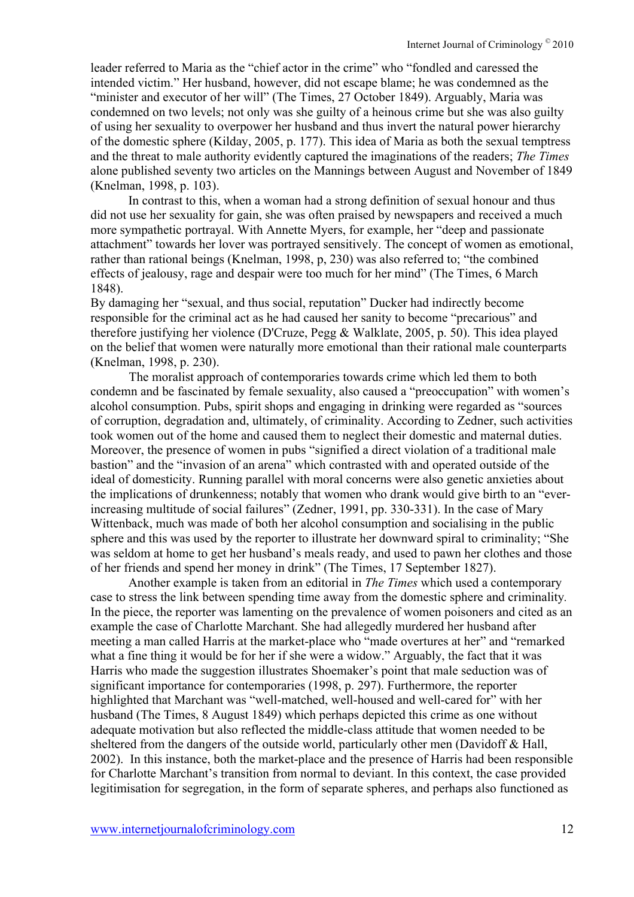leader referred to Maria as the "chief actor in the crime" who "fondled and caressed the intended victim." Her husband, however, did not escape blame; he was condemned as the "minister and executor of her will" (The Times, 27 October 1849). Arguably, Maria was condemned on two levels; not only was she guilty of a heinous crime but she was also guilty of using her sexuality to overpower her husband and thus invert the natural power hierarchy of the domestic sphere (Kilday, 2005, p. 177). This idea of Maria as both the sexual temptress and the threat to male authority evidently captured the imaginations of the readers; *The Times* alone published seventy two articles on the Mannings between August and November of 1849 (Knelman, 1998, p. 103).

In contrast to this, when a woman had a strong definition of sexual honour and thus did not use her sexuality for gain, she was often praised by newspapers and received a much more sympathetic portrayal. With Annette Myers, for example, her "deep and passionate attachment" towards her lover was portrayed sensitively. The concept of women as emotional, rather than rational beings (Knelman, 1998, p, 230) was also referred to; "the combined effects of jealousy, rage and despair were too much for her mind" (The Times, 6 March 1848).

By damaging her "sexual, and thus social, reputation" Ducker had indirectly become responsible for the criminal act as he had caused her sanity to become "precarious" and therefore justifying her violence (D'Cruze, Pegg & Walklate, 2005, p. 50). This idea played on the belief that women were naturally more emotional than their rational male counterparts (Knelman, 1998, p. 230).

The moralist approach of contemporaries towards crime which led them to both condemn and be fascinated by female sexuality, also caused a "preoccupation" with women's alcohol consumption. Pubs, spirit shops and engaging in drinking were regarded as "sources of corruption, degradation and, ultimately, of criminality. According to Zedner, such activities took women out of the home and caused them to neglect their domestic and maternal duties. Moreover, the presence of women in pubs "signified a direct violation of a traditional male bastion" and the "invasion of an arena" which contrasted with and operated outside of the ideal of domesticity. Running parallel with moral concerns were also genetic anxieties about the implications of drunkenness; notably that women who drank would give birth to an "ever-increasing multitude of social failures" (Zedner, 1991, pp. 330-331). In the case of Mary Wittenback, much was made of both her alcohol consumption and socialising in the public sphere and this was used by the reporter to illustrate her downward spiral to criminality; "She was seldom at home to get her husband's meals ready, and used to pawn her clothes and those of her friends and spend her money in drink" (The Times, 17 September 1827).

Another example is taken from an editorial in *The Times* which used a contemporary case to stress the link between spending time away from the domestic sphere and criminality. In the piece, the reporter was lamenting on the prevalence of women poisoners and cited as an example the case of Charlotte Marchant. She had allegedly murdered her husband after meeting a man called Harris at the market-place who "made overtures at her" and "remarked what a fine thing it would be for her if she were a widow." Arguably, the fact that it was Harris who made the suggestion illustrates Shoemaker's point that male seduction was of significant importance for contemporaries (1998, p. 297). Furthermore, the reporter highlighted that Marchant was "well-matched, well-housed and well-cared for" with her husband (The Times, 8 August 1849) which perhaps depicted this crime as one without adequate motivation but also reflected the middle-class attitude that women needed to be sheltered from the dangers of the outside world, particularly other men (Davidoff & Hall, 2002). In this instance, both the market-place and the presence of Harris had been responsible for Charlotte Marchant's transition from normal to deviant. In this context, the case provided legitimisation for segregation, in the form of separate spheres, and perhaps also functioned as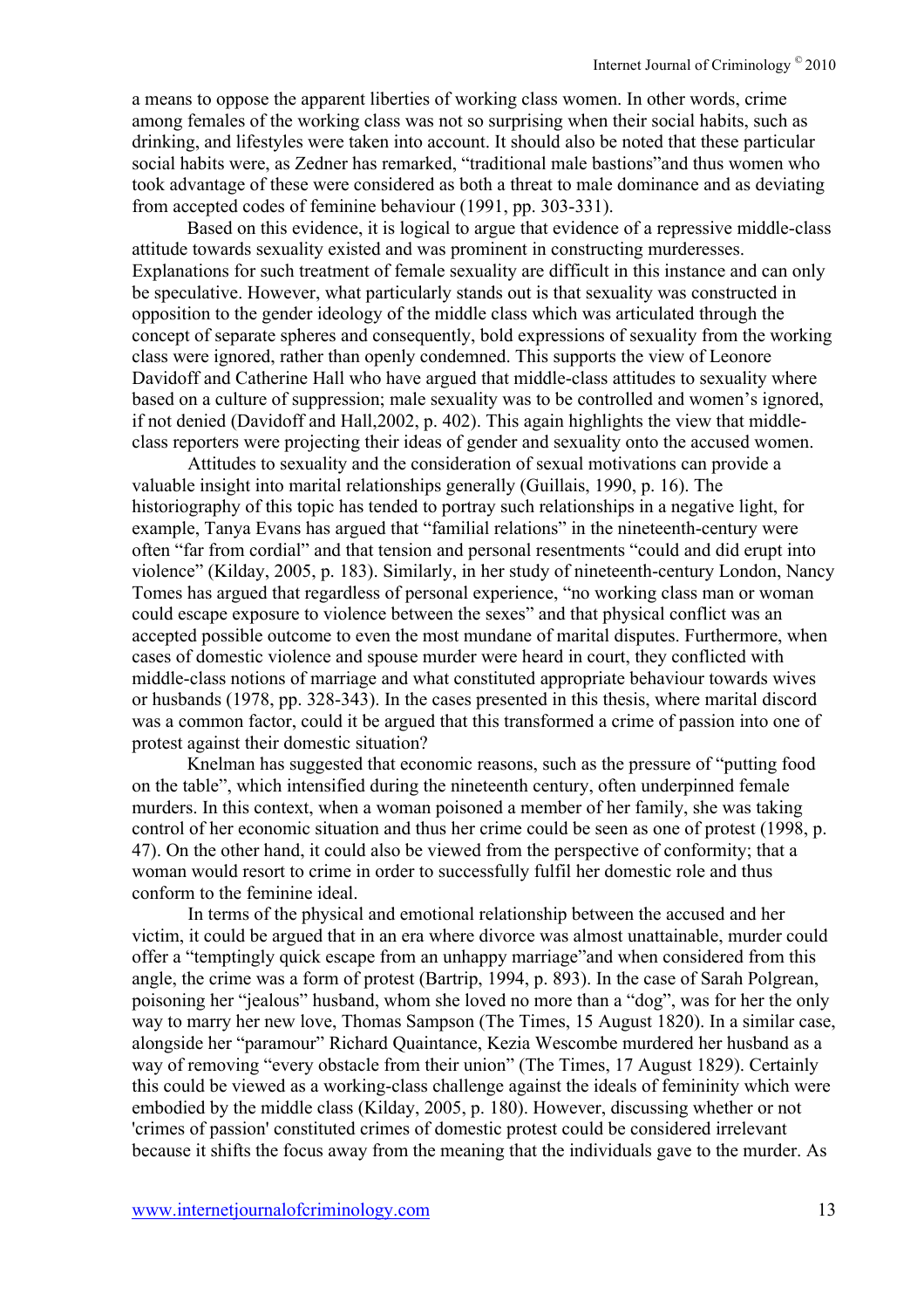a means to oppose the apparent liberties of working class women. In other words, crime among females of the working class was not so surprising when their social habits, such as drinking, and lifestyles were taken into account. It should also be noted that these particular social habits were, as Zedner has remarked, "traditional male bastions"and thus women who took advantage of these were considered as both a threat to male dominance and as deviating from accepted codes of feminine behaviour (1991, pp. 303-331).

Based on this evidence, it is logical to argue that evidence of a repressive middle-class attitude towards sexuality existed and was prominent in constructing murderesses. Explanations for such treatment of female sexuality are difficult in this instance and can only be speculative. However, what particularly stands out is that sexuality was constructed in opposition to the gender ideology of the middle class which was articulated through the concept of separate spheres and consequently, bold expressions of sexuality from the working class were ignored, rather than openly condemned. This supports the view of Leonore Davidoff and Catherine Hall who have argued that middle-class attitudes to sexuality where based on a culture of suppression; male sexuality was to be controlled and women's ignored, if not denied (Davidoff and Hall,2002, p. 402). This again highlights the view that middle-class reporters were projecting their ideas of gender and sexuality onto the accused women.

Attitudes to sexuality and the consideration of sexual motivations can provide a valuable insight into marital relationships generally (Guillais, 1990, p. 16). The historiography of this topic has tended to portray such relationships in a negative light, for example, Tanya Evans has argued that "familial relations" in the nineteenth-century were often "far from cordial" and that tension and personal resentments "could and did erupt into violence" (Kilday, 2005, p. 183). Similarly, in her study of nineteenth-century London, Nancy Tomes has argued that regardless of personal experience, "no working class man or woman could escape exposure to violence between the sexes" and that physical conflict was an accepted possible outcome to even the most mundane of marital disputes. Furthermore, when cases of domestic violence and spouse murder were heard in court, they conflicted with middle-class notions of marriage and what constituted appropriate behaviour towards wives or husbands (1978, pp. 328-343). In the cases presented in this thesis, where marital discord was a common factor, could it be argued that this transformed a crime of passion into one of protest against their domestic situation?

Knelman has suggested that economic reasons, such as the pressure of "putting food on the table", which intensified during the nineteenth century, often underpinned female murders. In this context, when a woman poisoned a member of her family, she was taking control of her economic situation and thus her crime could be seen as one of protest (1998, p. 47). On the other hand, it could also be viewed from the perspective of conformity; that a woman would resort to crime in order to successfully fulfil her domestic role and thus conform to the feminine ideal.

In terms of the physical and emotional relationship between the accused and her victim, it could be argued that in an era where divorce was almost unattainable, murder could offer a "temptingly quick escape from an unhappy marriage"and when considered from this angle, the crime was a form of protest (Bartrip, 1994, p. 893). In the case of Sarah Polgrean, poisoning her "jealous" husband, whom she loved no more than a "dog", was for her the only way to marry her new love, Thomas Sampson (The Times, 15 August 1820). In a similar case, alongside her "paramour" Richard Quaintance, Kezia Wescombe murdered her husband as a way of removing "every obstacle from their union" (The Times, 17 August 1829). Certainly this could be viewed as a working-class challenge against the ideals of femininity which were embodied by the middle class (Kilday, 2005, p. 180). However, discussing whether or not 'crimes of passion' constituted crimes of domestic protest could be considered irrelevant because it shifts the focus away from the meaning that the individuals gave to the murder. As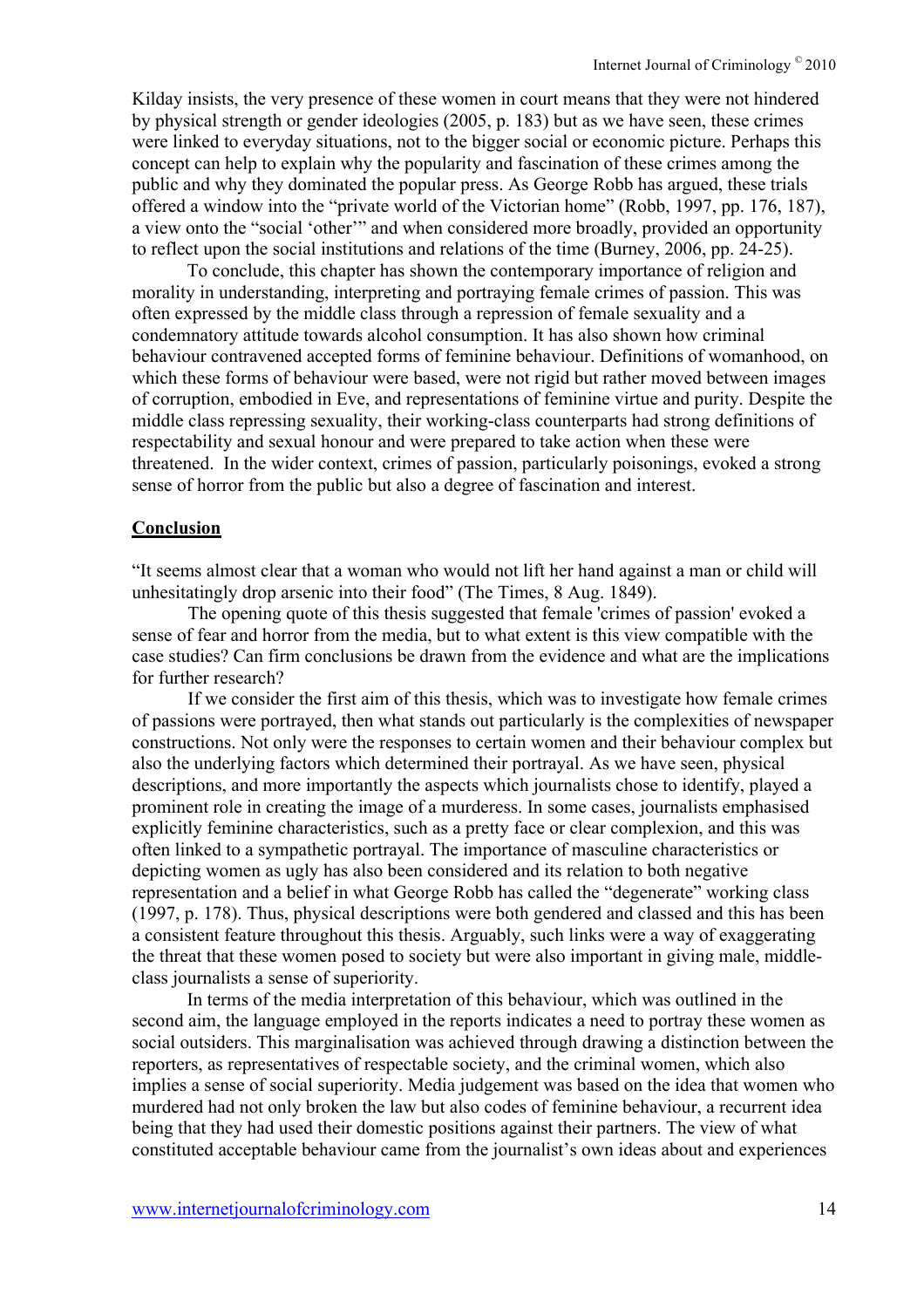Kilday insists, the very presence of these women in court means that they were not hindered by physical strength or gender ideologies (2005, p. 183) but as we have seen, these crimes were linked to everyday situations, not to the bigger social or economic picture. Perhaps this concept can help to explain why the popularity and fascination of these crimes among the public and why they dominated the popular press. As George Robb has argued, these trials offered a window into the "private world of the Victorian home" (Robb, 1997, pp. 176, 187), a view onto the "social 'other'" and when considered more broadly, provided an opportunity to reflect upon the social institutions and relations of the time (Burney, 2006, pp. 24-25).

To conclude, this chapter has shown the contemporary importance of religion and morality in understanding, interpreting and portraying female crimes of passion. This was often expressed by the middle class through a repression of female sexuality and a condemnatory attitude towards alcohol consumption. It has also shown how criminal behaviour contravened accepted forms of feminine behaviour. Definitions of womanhood, on which these forms of behaviour were based, were not rigid but rather moved between images of corruption, embodied in Eve, and representations of feminine virtue and purity. Despite the middle class repressing sexuality, their working-class counterparts had strong definitions of respectability and sexual honour and were prepared to take action when these were threatened. In the wider context, crimes of passion, particularly poisonings, evoked a strong sense of horror from the public but also a degree of fascination and interest.

## Conclusion

"It seems almost clear that a woman who would not lift her hand against a man or child will unhesitatingly drop arsenic into their food" (The Times, 8 Aug. 1849).

The opening quote of this thesis suggested that female 'crimes of passion' evoked a sense of fear and horror from the media, but to what extent is this view compatible with the case studies? Can firm conclusions be drawn from the evidence and what are the implications for further research?

If we consider the first aim of this thesis, which was to investigate how female crimes of passions were portrayed, then what stands out particularly is the complexities of newspaper constructions. Not only were the responses to certain women and their behaviour complex but also the underlying factors which determined their portrayal. As we have seen, physical descriptions, and more importantly the aspects which journalists chose to identify, played a prominent role in creating the image of a murderess. In some cases, journalists emphasised explicitly feminine characteristics, such as a pretty face or clear complexion, and this was often linked to a sympathetic portrayal. The importance of masculine characteristics or depicting women as ugly has also been considered and its relation to both negative representation and a belief in what George Robb has called the "degenerate" working class (1997, p. 178). Thus, physical descriptions were both gendered and classed and this has been a consistent feature throughout this thesis. Arguably, such links were a way of exaggerating the threat that these women posed to society but were also important in giving male, middle-class journalists a sense of superiority.

In terms of the media interpretation of this behaviour, which was outlined in the second aim, the language employed in the reports indicates a need to portray these women as social outsiders. This marginalisation was achieved through drawing a distinction between the reporters, as representatives of respectable society, and the criminal women, which also implies a sense of social superiority. Media judgement was based on the idea that women who murdered had not only broken the law but also codes of feminine behaviour, a recurrent idea being that they had used their domestic positions against their partners. The view of what constituted acceptable behaviour came from the journalist's own ideas about and experiences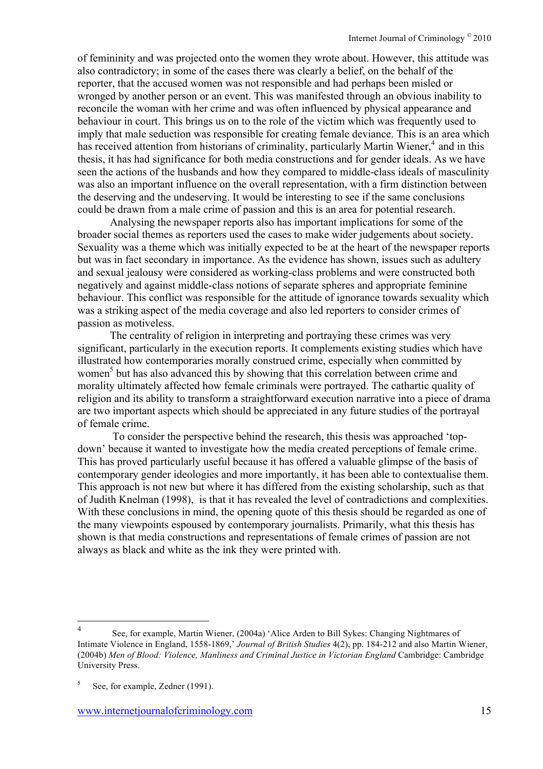of femininity and was projected onto the women they wrote about. However, this attitude was also contradictory; in some of the cases there was clearly a belief, on the behalf of the reporter, that the accused women was not responsible and had perhaps been misled or wronged by another person or an event. This was manifested through an obvious inability to reconcile the woman with her crime and was often influenced by physical appearance and behaviour in court. This brings us on to the role of the victim which was frequently used to imply that male seduction was responsible for creating female deviance. This is an area which has received attention from historians of criminality, particularly Martin Wiener,[4] and in this thesis, it has had significance for both media constructions and for gender ideals. As we have seen the actions of the husbands and how they compared to middle-class ideals of masculinity was also an important influence on the overall representation, with a firm distinction between the deserving and the undeserving. It would be interesting to see if the same conclusions could be drawn from a male crime of passion and this is an area for potential research.

Analysing the newspaper reports also has important implications for some of the broader social themes as reporters used the cases to make wider judgements about society. Sexuality was a theme which was initially expected to be at the heart of the newspaper reports but was in fact secondary in importance. As the evidence has shown, issues such as adultery and sexual jealousy were considered as working-class problems and were constructed both negatively and against middle-class notions of separate spheres and appropriate feminine behaviour. This conflict was responsible for the attitude of ignorance towards sexuality which was a striking aspect of the media coverage and also led reporters to consider crimes of passion as motiveless.

The centrality of religion in interpreting and portraying these crimes was very significant, particularly in the execution reports. It complements existing studies which have illustrated how contemporaries morally construed crime, especially when committed by women[5] but has also advanced this by showing that this correlation between crime and morality ultimately affected how female criminals were portrayed. The cathartic quality of religion and its ability to transform a straightforward execution narrative into a piece of drama are two important aspects which should be appreciated in any future studies of the portrayal of female crime.

To consider the perspective behind the research, this thesis was approached 'top-down' because it wanted to investigate how the media created perceptions of female crime. This has proved particularly useful because it has offered a valuable glimpse of the basis of contemporary gender ideologies and more importantly, it has been able to contextualise them. This approach is not new but where it has differed from the existing scholarship, such as that of Judith Knelman (1998), is that it has revealed the level of contradictions and complexities. With these conclusions in mind, the opening quote of this thesis should be regarded as one of the many viewpoints espoused by contemporary journalists. Primarily, what this thesis has shown is that media constructions and representations of female crimes of passion are not always as black and white as the ink they were printed with.

---

[4] See, for example, Martin Wiener, (2004a) 'Alice Arden to Bill Sykes: Changing Nightmares of Intimate Violence in England, 1558-1869,' *Journal of British Studies* 4(2), pp. 184-212 and also Martin Wiener, (2004b) *Men of Blood: Violence, Manliness and Criminal Justice in Victorian England* Cambridge: Cambridge University Press.

[5] See, for example, Zedner (1991).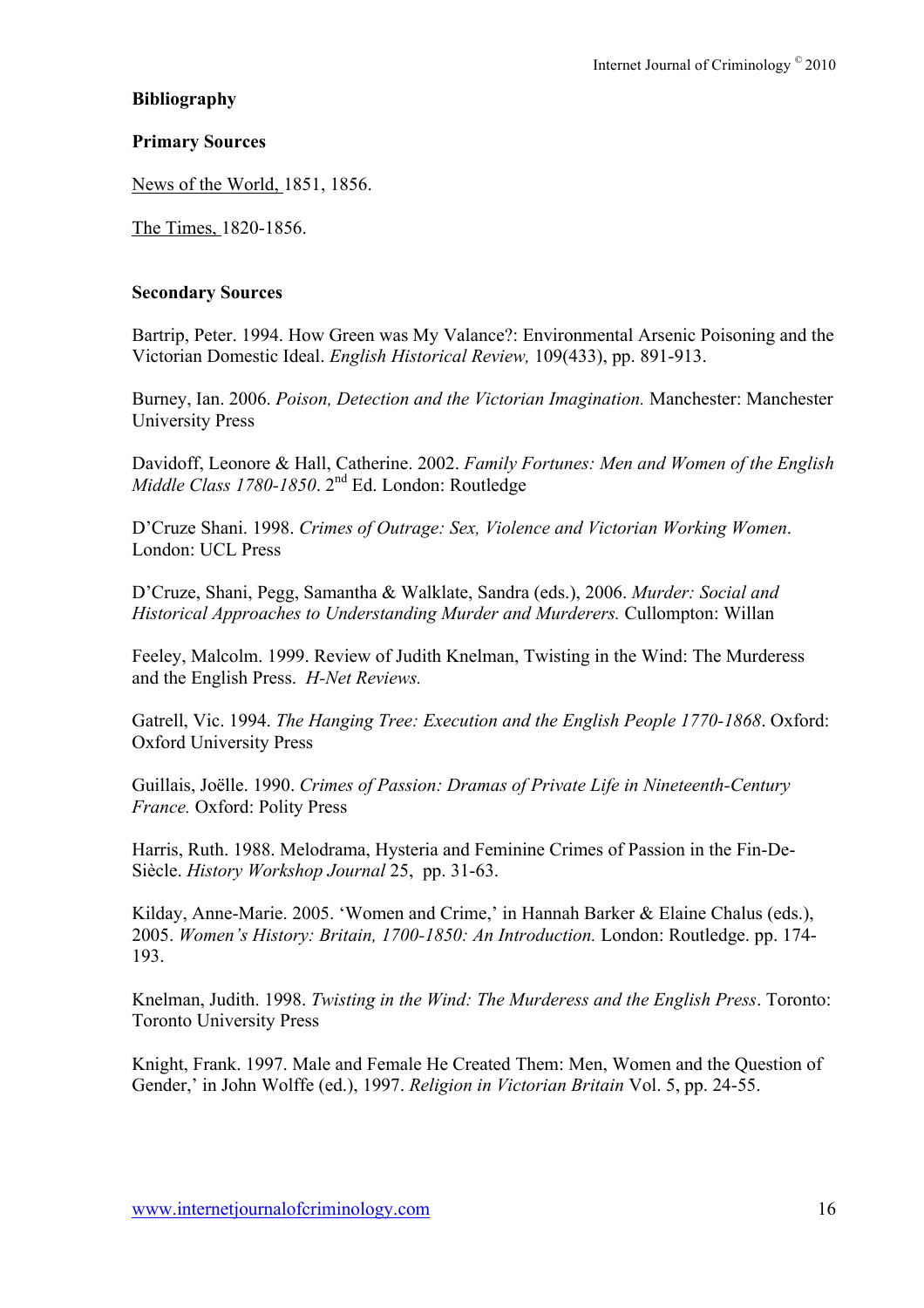**Bibliography**

**Primary Sources**

News of the World, 1851, 1856.

The Times, 1820-1856.

**Secondary Sources**

Bartrip, Peter. 1994. How Green was My Valance?: Environmental Arsenic Poisoning and the Victorian Domestic Ideal. *English Historical Review,* 109(433), pp. 891-913.

Burney, Ian. 2006. *Poison, Detection and the Victorian Imagination.* Manchester: Manchester University Press

Davidoff, Leonore & Hall, Catherine. 2002. *Family Fortunes: Men and Women of the English Middle Class 1780-1850*. 2nd Ed. London: Routledge

D'Cruze Shani. 1998. *Crimes of Outrage: Sex, Violence and Victorian Working Women*. London: UCL Press

D'Cruze, Shani, Pegg, Samantha & Walklate, Sandra (eds.), 2006. *Murder: Social and Historical Approaches to Understanding Murder and Murderers.* Cullompton: Willan

Feeley, Malcolm. 1999. Review of Judith Knelman, Twisting in the Wind: The Murderess and the English Press. *H-Net Reviews.*

Gatrell, Vic. 1994. *The Hanging Tree: Execution and the English People 1770-1868*. Oxford: Oxford University Press

Guillais, Joëlle. 1990. *Crimes of Passion: Dramas of Private Life in Nineteenth-Century France.* Oxford: Polity Press

Harris, Ruth. 1988. Melodrama, Hysteria and Feminine Crimes of Passion in the Fin-De-Siècle. *History Workshop Journal* 25, pp. 31-63.

Kilday, Anne-Marie. 2005. 'Women and Crime,' in Hannah Barker & Elaine Chalus (eds.), 2005. *Women's History: Britain, 1700-1850: An Introduction.* London: Routledge. pp. 174-193.

Knelman, Judith. 1998. *Twisting in the Wind: The Murderess and the English Press*. Toronto: Toronto University Press

Knight, Frank. 1997. Male and Female He Created Them: Men, Women and the Question of Gender,' in John Wolffe (ed.), 1997. *Religion in Victorian Britain* Vol. 5, pp. 24-55.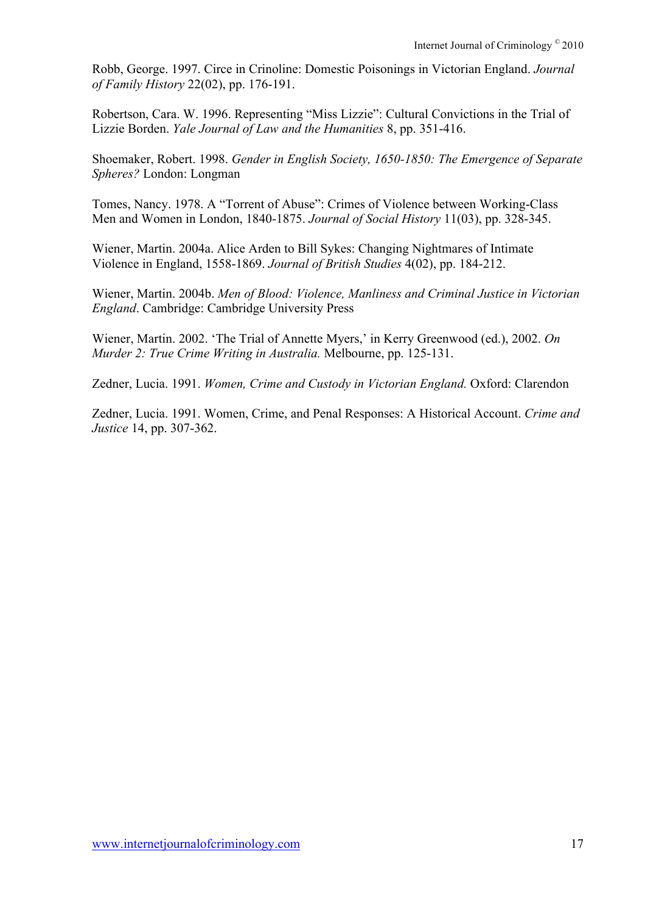Robb, George. 1997. Circe in Crinoline: Domestic Poisonings in Victorian England. *Journal of Family History* 22(02), pp. 176-191.

Robertson, Cara. W. 1996. Representing "Miss Lizzie": Cultural Convictions in the Trial of Lizzie Borden. *Yale Journal of Law and the Humanities* 8, pp. 351-416.

Shoemaker, Robert. 1998. *Gender in English Society, 1650-1850: The Emergence of Separate Spheres?* London: Longman

Tomes, Nancy. 1978. A "Torrent of Abuse": Crimes of Violence between Working-Class Men and Women in London, 1840-1875. *Journal of Social History* 11(03), pp. 328-345.

Wiener, Martin. 2004a. Alice Arden to Bill Sykes: Changing Nightmares of Intimate Violence in England, 1558-1869. *Journal of British Studies* 4(02), pp. 184-212.

Wiener, Martin. 2004b. *Men of Blood: Violence, Manliness and Criminal Justice in Victorian England*. Cambridge: Cambridge University Press

Wiener, Martin. 2002. 'The Trial of Annette Myers,' in Kerry Greenwood (ed.), 2002. *On Murder 2: True Crime Writing in Australia.* Melbourne, pp. 125-131.

Zedner, Lucia. 1991. *Women, Crime and Custody in Victorian England.* Oxford: Clarendon

Zedner, Lucia. 1991. Women, Crime, and Penal Responses: A Historical Account. *Crime and Justice* 14, pp. 307-362.